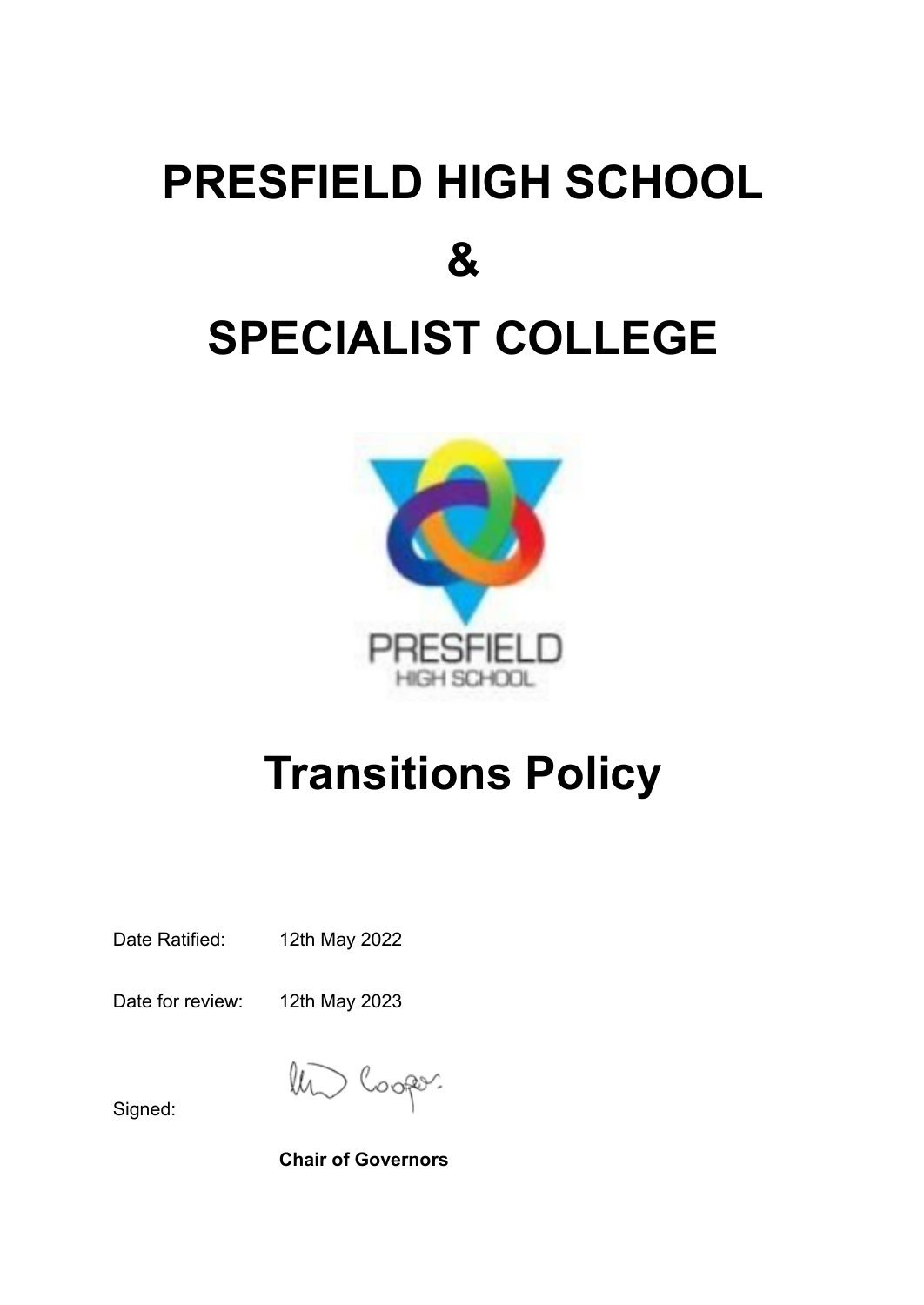# PRESFIELD HIGH SCHOOL

# &

# SPECIALIST COLLEGE

# Transitions Policy

Date Ratified: 12th May 2022

Date for review: 12th May 2023

Signed:

**Chair of Governors**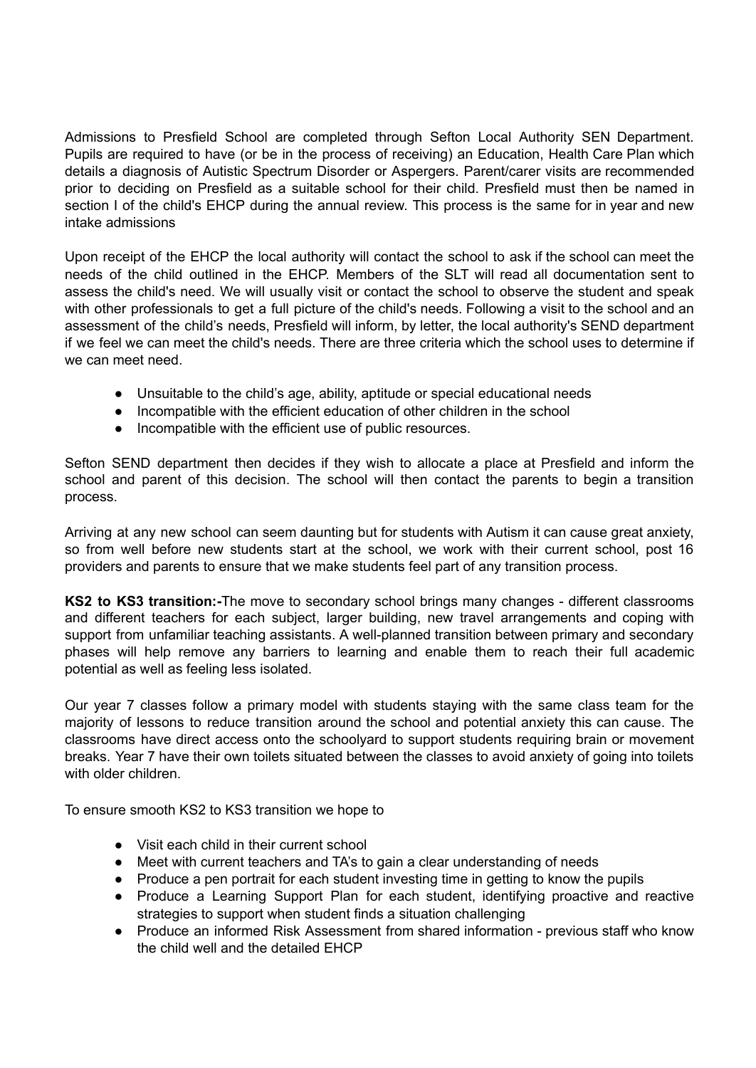Admissions to Presfield School are completed through Sefton Local Authority SEN Department. Pupils are required to have (or be in the process of receiving) an Education, Health Care Plan which details a diagnosis of Autistic Spectrum Disorder or Aspergers. Parent/carer visits are recommended prior to deciding on Presfield as a suitable school for their child. Presfield must then be named in section I of the child's EHCP during the annual review. This process is the same for in year and new intake admissions

Upon receipt of the EHCP the local authority will contact the school to ask if the school can meet the needs of the child outlined in the EHCP. Members of the SLT will read all documentation sent to assess the child's need. We will usually visit or contact the school to observe the student and speak with other professionals to get a full picture of the child's needs. Following a visit to the school and an assessment of the child's needs, Presfield will inform, by letter, the local authority's SEND department if we feel we can meet the child's needs. There are three criteria which the school uses to determine if we can meet need.

- Unsuitable to the child's age, ability, aptitude or special educational needs
- Incompatible with the efficient education of other children in the school
- Incompatible with the efficient use of public resources.

Sefton SEND department then decides if they wish to allocate a place at Presfield and inform the school and parent of this decision. The school will then contact the parents to begin a transition process.

Arriving at any new school can seem daunting but for students with Autism it can cause great anxiety, so from well before new students start at the school, we work with their current school, post 16 providers and parents to ensure that we make students feel part of any transition process.

**KS2 to KS3 transition:-**The move to secondary school brings many changes - different classrooms and different teachers for each subject, larger building, new travel arrangements and coping with support from unfamiliar teaching assistants. A well-planned transition between primary and secondary phases will help remove any barriers to learning and enable them to reach their full academic potential as well as feeling less isolated.

Our year 7 classes follow a primary model with students staying with the same class team for the majority of lessons to reduce transition around the school and potential anxiety this can cause. The classrooms have direct access onto the schoolyard to support students requiring brain or movement breaks. Year 7 have their own toilets situated between the classes to avoid anxiety of going into toilets with older children.

To ensure smooth KS2 to KS3 transition we hope to

- Visit each child in their current school
- Meet with current teachers and TA's to gain a clear understanding of needs
- Produce a pen portrait for each student investing time in getting to know the pupils
- Produce a Learning Support Plan for each student, identifying proactive and reactive strategies to support when student finds a situation challenging
- Produce an informed Risk Assessment from shared information - previous staff who know the child well and the detailed EHCP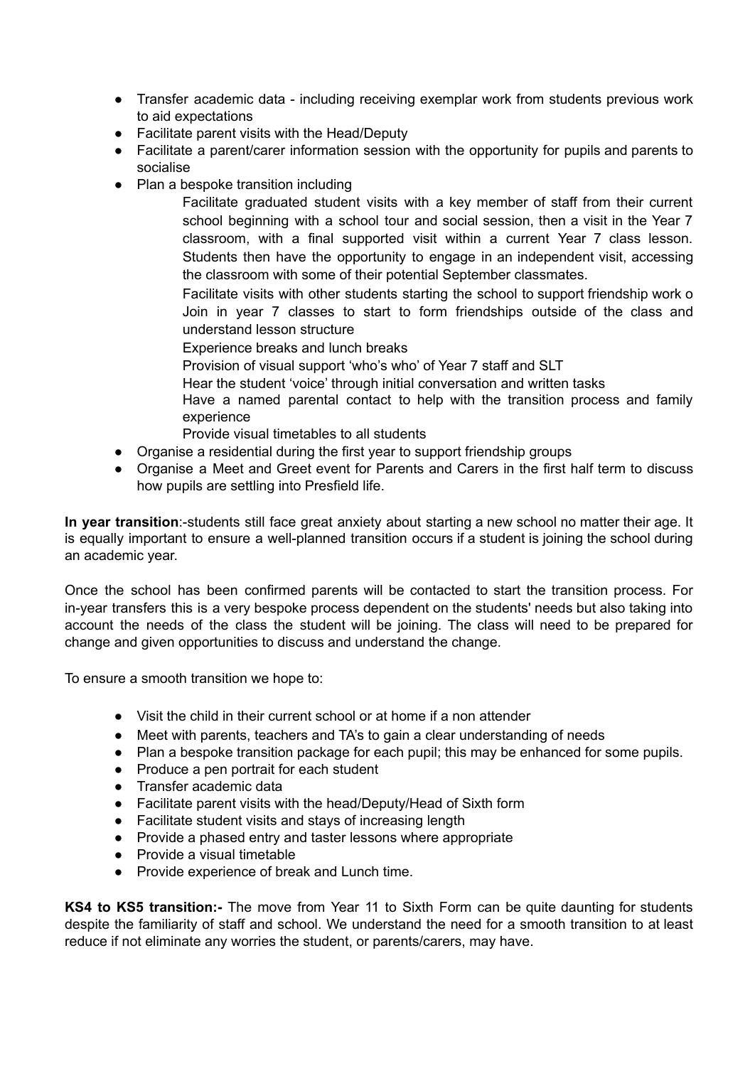- Transfer academic data - including receiving exemplar work from students previous work to aid expectations
- Facilitate parent visits with the Head/Deputy
- Facilitate a parent/carer information session with the opportunity for pupils and parents to socialise
- Plan a bespoke transition including

  Facilitate graduated student visits with a key member of staff from their current school beginning with a school tour and social session, then a visit in the Year 7 classroom, with a final supported visit within a current Year 7 class lesson. Students then have the opportunity to engage in an independent visit, accessing the classroom with some of their potential September classmates.

  Facilitate visits with other students starting the school to support friendship work o Join in year 7 classes to start to form friendships outside of the class and understand lesson structure

  Experience breaks and lunch breaks

  Provision of visual support 'who's who' of Year 7 staff and SLT

  Hear the student 'voice' through initial conversation and written tasks

  Have a named parental contact to help with the transition process and family experience

  Provide visual timetables to all students
- Organise a residential during the first year to support friendship groups
- Organise a Meet and Greet event for Parents and Carers in the first half term to discuss how pupils are settling into Presfield life.

**In year transition**:-students still face great anxiety about starting a new school no matter their age. It is equally important to ensure a well-planned transition occurs if a student is joining the school during an academic year.

Once the school has been confirmed parents will be contacted to start the transition process. For in-year transfers this is a very bespoke process dependent on the students' needs but also taking into account the needs of the class the student will be joining. The class will need to be prepared for change and given opportunities to discuss and understand the change.

To ensure a smooth transition we hope to:

- Visit the child in their current school or at home if a non attender
- Meet with parents, teachers and TA's to gain a clear understanding of needs
- Plan a bespoke transition package for each pupil; this may be enhanced for some pupils.
- Produce a pen portrait for each student
- Transfer academic data
- Facilitate parent visits with the head/Deputy/Head of Sixth form
- Facilitate student visits and stays of increasing length
- Provide a phased entry and taster lessons where appropriate
- Provide a visual timetable
- Provide experience of break and Lunch time.

**KS4 to KS5 transition:-** The move from Year 11 to Sixth Form can be quite daunting for students despite the familiarity of staff and school. We understand the need for a smooth transition to at least reduce if not eliminate any worries the student, or parents/carers, may have.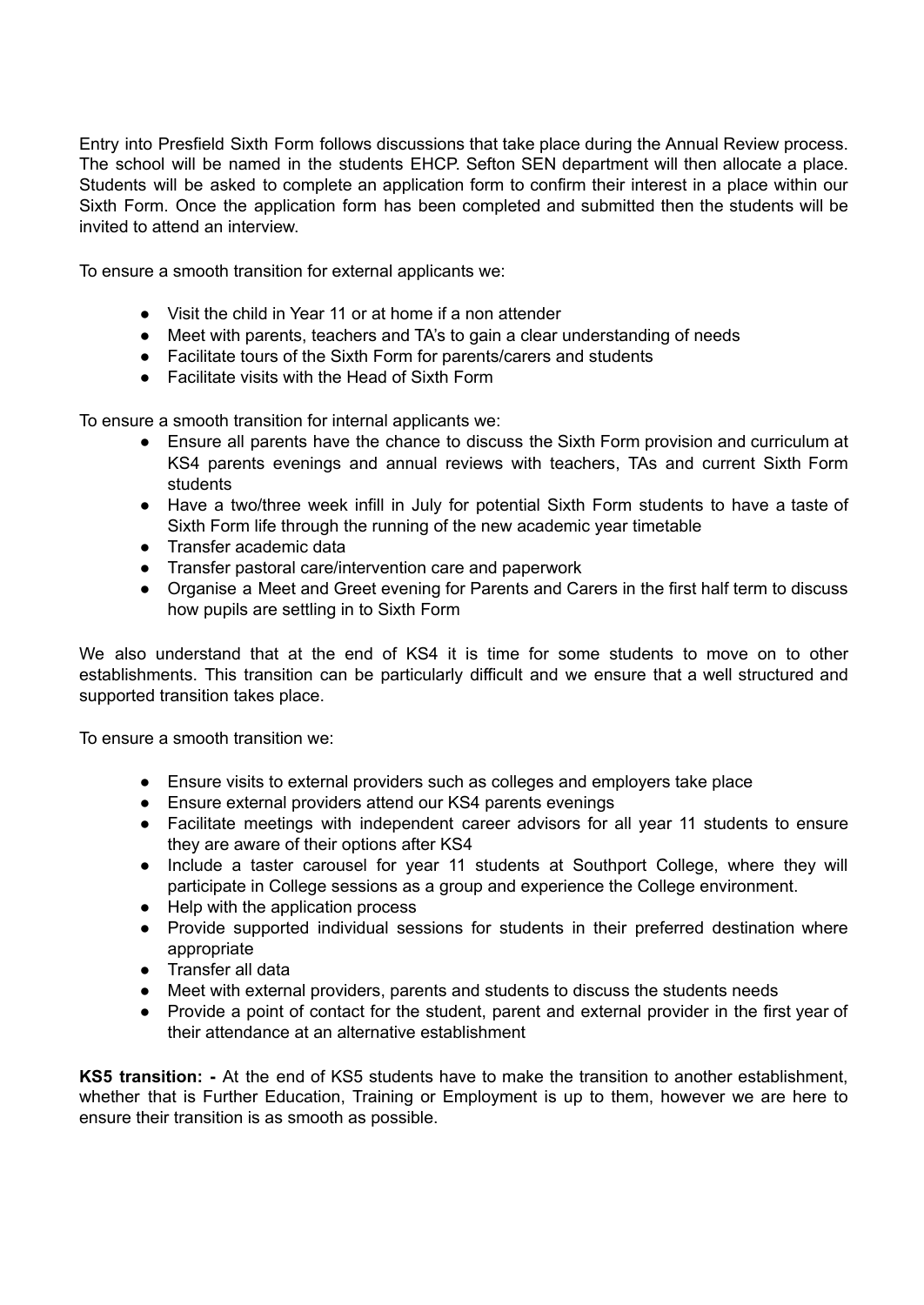Entry into Presfield Sixth Form follows discussions that take place during the Annual Review process. The school will be named in the students EHCP. Sefton SEN department will then allocate a place. Students will be asked to complete an application form to confirm their interest in a place within our Sixth Form. Once the application form has been completed and submitted then the students will be invited to attend an interview.

To ensure a smooth transition for external applicants we:

- Visit the child in Year 11 or at home if a non attender
- Meet with parents, teachers and TA's to gain a clear understanding of needs
- Facilitate tours of the Sixth Form for parents/carers and students
- Facilitate visits with the Head of Sixth Form

To ensure a smooth transition for internal applicants we:

- Ensure all parents have the chance to discuss the Sixth Form provision and curriculum at KS4 parents evenings and annual reviews with teachers, TAs and current Sixth Form students
- Have a two/three week infill in July for potential Sixth Form students to have a taste of Sixth Form life through the running of the new academic year timetable
- Transfer academic data
- Transfer pastoral care/intervention care and paperwork
- Organise a Meet and Greet evening for Parents and Carers in the first half term to discuss how pupils are settling in to Sixth Form

We also understand that at the end of KS4 it is time for some students to move on to other establishments. This transition can be particularly difficult and we ensure that a well structured and supported transition takes place.

To ensure a smooth transition we:

- Ensure visits to external providers such as colleges and employers take place
- Ensure external providers attend our KS4 parents evenings
- Facilitate meetings with independent career advisors for all year 11 students to ensure they are aware of their options after KS4
- Include a taster carousel for year 11 students at Southport College, where they will participate in College sessions as a group and experience the College environment.
- Help with the application process
- Provide supported individual sessions for students in their preferred destination where appropriate
- Transfer all data
- Meet with external providers, parents and students to discuss the students needs
- Provide a point of contact for the student, parent and external provider in the first year of their attendance at an alternative establishment

**KS5 transition: -** At the end of KS5 students have to make the transition to another establishment, whether that is Further Education, Training or Employment is up to them, however we are here to ensure their transition is as smooth as possible.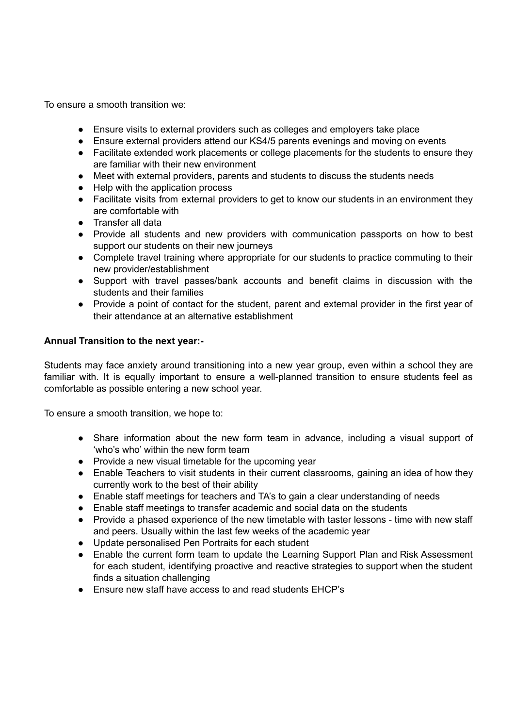To ensure a smooth transition we:

- Ensure visits to external providers such as colleges and employers take place
- Ensure external providers attend our KS4/5 parents evenings and moving on events
- Facilitate extended work placements or college placements for the students to ensure they are familiar with their new environment
- Meet with external providers, parents and students to discuss the students needs
- Help with the application process
- Facilitate visits from external providers to get to know our students in an environment they are comfortable with
- Transfer all data
- Provide all students and new providers with communication passports on how to best support our students on their new journeys
- Complete travel training where appropriate for our students to practice commuting to their new provider/establishment
- Support with travel passes/bank accounts and benefit claims in discussion with the students and their families
- Provide a point of contact for the student, parent and external provider in the first year of their attendance at an alternative establishment

**Annual Transition to the next year:-**

Students may face anxiety around transitioning into a new year group, even within a school they are familiar with. It is equally important to ensure a well-planned transition to ensure students feel as comfortable as possible entering a new school year.

To ensure a smooth transition, we hope to:

- Share information about the new form team in advance, including a visual support of 'who's who' within the new form team
- Provide a new visual timetable for the upcoming year
- Enable Teachers to visit students in their current classrooms, gaining an idea of how they currently work to the best of their ability
- Enable staff meetings for teachers and TA's to gain a clear understanding of needs
- Enable staff meetings to transfer academic and social data on the students
- Provide a phased experience of the new timetable with taster lessons - time with new staff and peers. Usually within the last few weeks of the academic year
- Update personalised Pen Portraits for each student
- Enable the current form team to update the Learning Support Plan and Risk Assessment for each student, identifying proactive and reactive strategies to support when the student finds a situation challenging
- Ensure new staff have access to and read students EHCP's